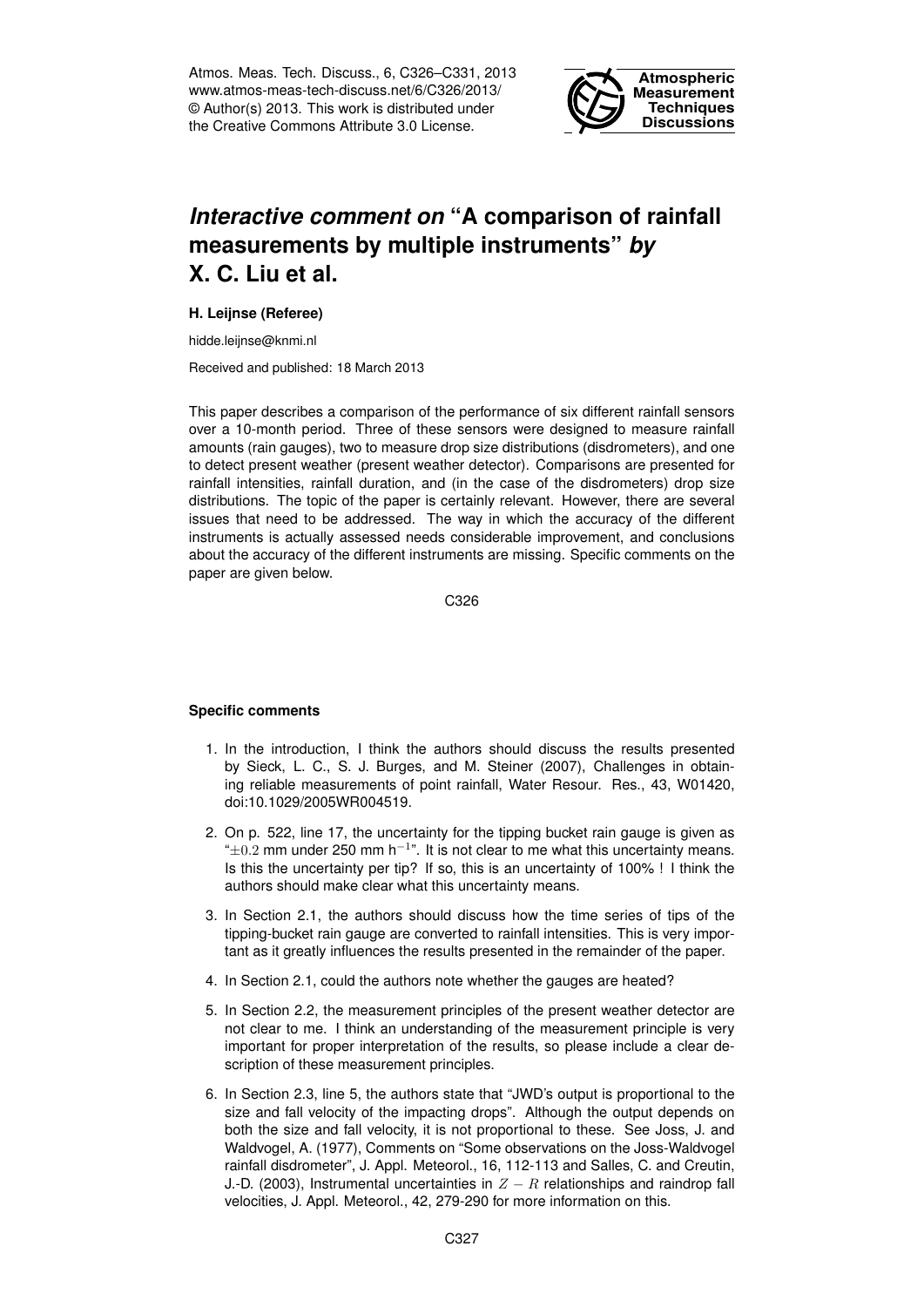# *Interactive comment on* "A comparison of rainfall measurements by multiple instruments" *by* X. C. Liu et al.

**H. Leijnse (Referee)**

hidde.leijnse@knmi.nl

Received and published: 18 March 2013

This paper describes a comparison of the performance of six different rainfall sensors over a 10-month period. Three of these sensors were designed to measure rainfall amounts (rain gauges), two to measure drop size distributions (disdrometers), and one to detect present weather (present weather detector). Comparisons are presented for rainfall intensities, rainfall duration, and (in the case of the disdrometers) drop size distributions. The topic of the paper is certainly relevant. However, there are several issues that need to be addressed. The way in which the accuracy of the different instruments is actually assessed needs considerable improvement, and conclusions about the accuracy of the different instruments are missing. Specific comments on the paper are given below.

#### Specific comments

1. In the introduction, I think the authors should discuss the results presented by Sieck, L. C., S. J. Burges, and M. Steiner (2007), Challenges in obtaining reliable measurements of point rainfall, Water Resour. Res., 43, W01420, doi:10.1029/2005WR004519.
2. On p. 522, line 17, the uncertainty for the tipping bucket rain gauge is given as "$\pm 0.2$ mm under 250 mm $h^{-1}$". It is not clear to me what this uncertainty means. Is this the uncertainty per tip? If so, this is an uncertainty of 100% ! I think the authors should make clear what this uncertainty means.
3. In Section 2.1, the authors should discuss how the time series of tips of the tipping-bucket rain gauge are converted to rainfall intensities. This is very important as it greatly influences the results presented in the remainder of the paper.
4. In Section 2.1, could the authors note whether the gauges are heated?
5. In Section 2.2, the measurement principles of the present weather detector are not clear to me. I think an understanding of the measurement principle is very important for proper interpretation of the results, so please include a clear description of these measurement principles.
6. In Section 2.3, line 5, the authors state that "JWD's output is proportional to the size and fall velocity of the impacting drops". Although the output depends on both the size and fall velocity, it is not proportional to these. See Joss, J. and Waldvogel, A. (1977), Comments on "Some observations on the Joss-Waldvogel rainfall disdrometer", J. Appl. Meteorol., 16, 112-113 and Salles, C. and Creutin, J.-D. (2003), Instrumental uncertainties in $Z - R$ relationships and raindrop fall velocities, J. Appl. Meteorol., 42, 279-290 for more information on this.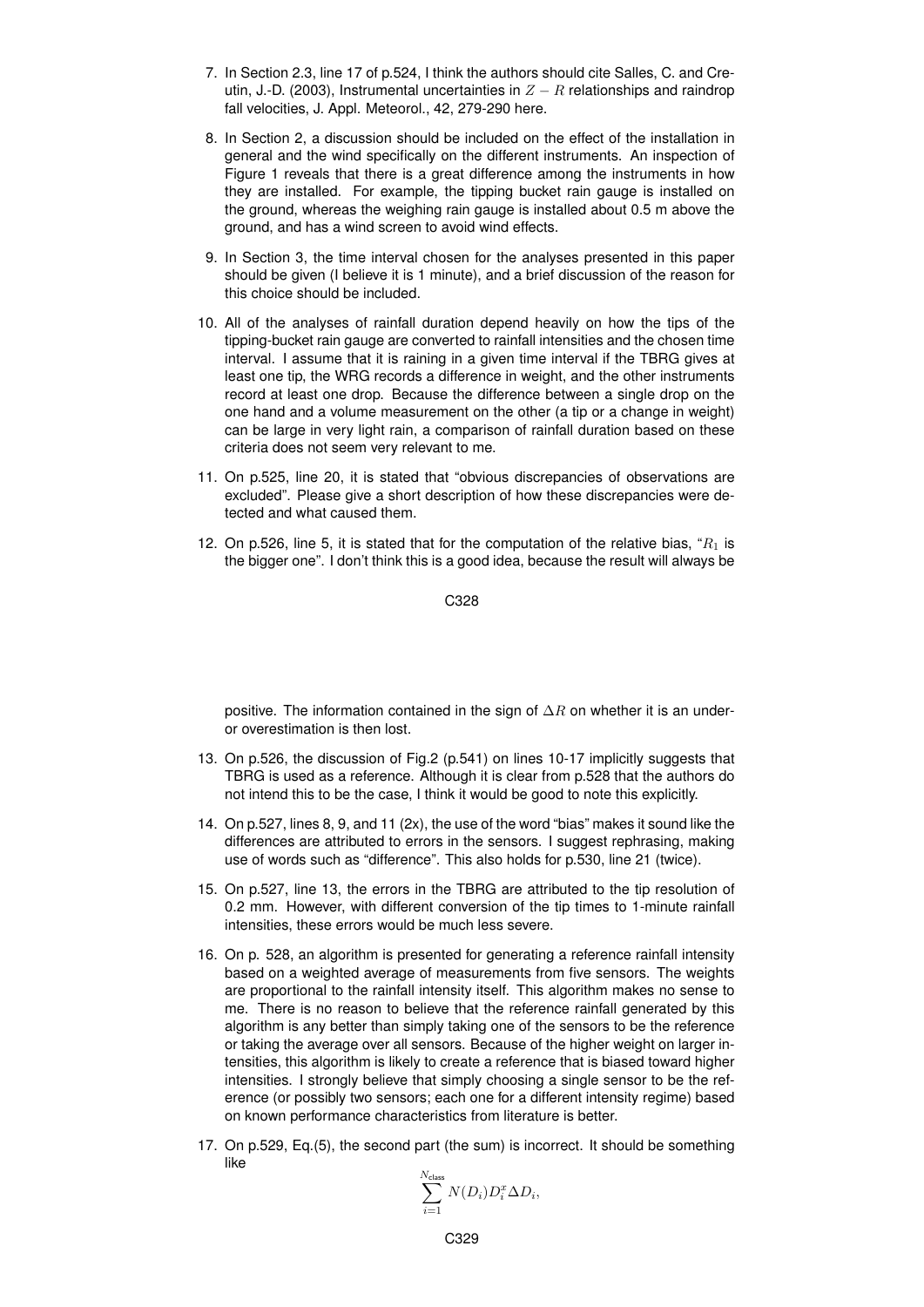7. In Section 2.3, line 17 of p.524, I think the authors should cite Salles, C. and Creutin, J.-D. (2003), Instrumental uncertainties in $Z-R$ relationships and raindrop fall velocities, J. Appl. Meteorol., 42, 279-290 here.

8. In Section 2, a discussion should be included on the effect of the installation in general and the wind specifically on the different instruments. An inspection of Figure 1 reveals that there is a great difference among the instruments in how they are installed. For example, the tipping bucket rain gauge is installed on the ground, whereas the weighing rain gauge is installed about 0.5 m above the ground, and has a wind screen to avoid wind effects.

9. In Section 3, the time interval chosen for the analyses presented in this paper should be given (I believe it is 1 minute), and a brief discussion of the reason for this choice should be included.

10. All of the analyses of rainfall duration depend heavily on how the tips of the tipping-bucket rain gauge are converted to rainfall intensities and the chosen time interval. I assume that it is raining in a given time interval if the TBRG gives at least one tip, the WRG records a difference in weight, and the other instruments record at least one drop. Because the difference between a single drop on the one hand and a volume measurement on the other (a tip or a change in weight) can be large in very light rain, a comparison of rainfall duration based on these criteria does not seem very relevant to me.

11. On p.525, line 20, it is stated that "obvious discrepancies of observations are excluded". Please give a short description of how these discrepancies were detected and what caused them.

12. On p.526, line 5, it is stated that for the computation of the relative bias, "$R_1$ is the bigger one". I don't think this is a good idea, because the result will always be positive. The information contained in the sign of $\Delta R$ on whether it is an under- or overestimation is then lost.

13. On p.526, the discussion of Fig.2 (p.541) on lines 10-17 implicitly suggests that TBRG is used as a reference. Although it is clear from p.528 that the authors do not intend this to be the case, I think it would be good to note this explicitly.

14. On p.527, lines 8, 9, and 11 (2x), the use of the word "bias" makes it sound like the differences are attributed to errors in the sensors. I suggest rephrasing, making use of words such as "difference". This also holds for p.530, line 21 (twice).

15. On p.527, line 13, the errors in the TBRG are attributed to the tip resolution of 0.2 mm. However, with different conversion of the tip times to 1-minute rainfall intensities, these errors would be much less severe.

16. On p. 528, an algorithm is presented for generating a reference rainfall intensity based on a weighted average of measurements from five sensors. The weights are proportional to the rainfall intensity itself. This algorithm makes no sense to me. There is no reason to believe that the reference rainfall generated by this algorithm is any better than simply taking one of the sensors to be the reference or taking the average over all sensors. Because of the higher weight on larger intensities, this algorithm is likely to create a reference that is biased toward higher intensities. I strongly believe that simply choosing a single sensor to be the reference (or possibly two sensors; each one for a different intensity regime) based on known performance characteristics from literature is better.

17. On p.529, Eq.(5), the second part (the sum) is incorrect. It should be something like

$$\sum_{i=1}^{N_{\text{class}}} N(D_i) D_i^x \Delta D_i,$$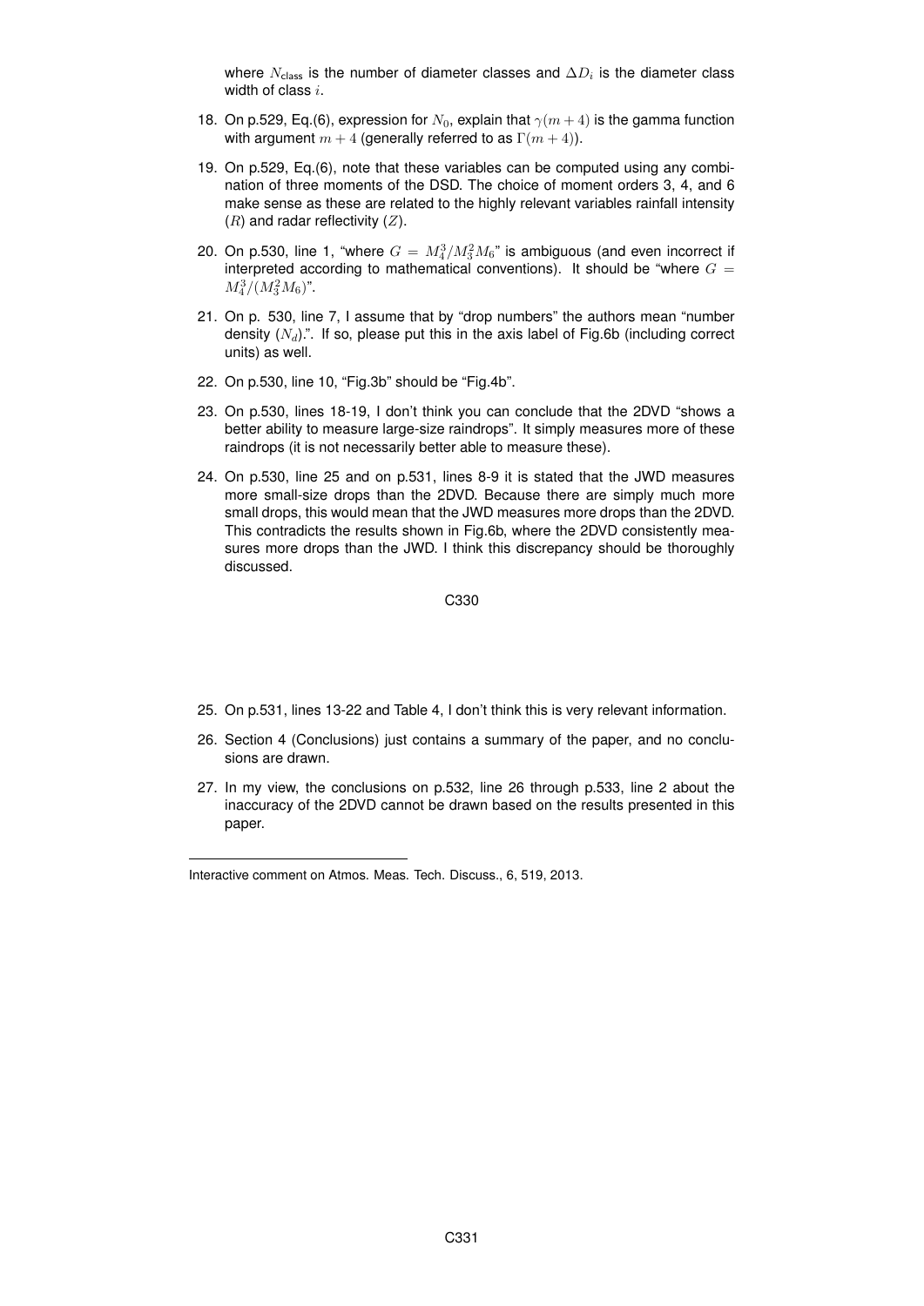where $N_{\text{class}}$ is the number of diameter classes and $\Delta D_i$ is the diameter class width of class $i$.

18. On p.529, Eq.(6), expression for $N_0$, explain that $\gamma(m+4)$ is the gamma function with argument $m+4$ (generally referred to as $\Gamma(m+4)$).

19. On p.529, Eq.(6), note that these variables can be computed using any combination of three moments of the DSD. The choice of moment orders 3, 4, and 6 make sense as these are related to the highly relevant variables rainfall intensity ($R$) and radar reflectivity ($Z$).

20. On p.530, line 1, "where $G = M_4^3/M_3^2 M_6$" is ambiguous (and even incorrect if interpreted according to mathematical conventions). It should be "where $G = M_4^3/(M_3^2 M_6)$".

21. On p. 530, line 7, I assume that by "drop numbers" the authors mean "number density ($N_d$).". If so, please put this in the axis label of Fig.6b (including correct units) as well.

22. On p.530, line 10, "Fig.3b" should be "Fig.4b".

23. On p.530, lines 18-19, I don't think you can conclude that the 2DVD "shows a better ability to measure large-size raindrops". It simply measures more of these raindrops (it is not necessarily better able to measure these).

24. On p.530, line 25 and on p.531, lines 8-9 it is stated that the JWD measures more small-size drops than the 2DVD. Because there are simply much more small drops, this would mean that the JWD measures more drops than the 2DVD. This contradicts the results shown in Fig.6b, where the 2DVD consistently measures more drops than the JWD. I think this discrepancy should be thoroughly discussed.

25. On p.531, lines 13-22 and Table 4, I don't think this is very relevant information.

26. Section 4 (Conclusions) just contains a summary of the paper, and no conclusions are drawn.

27. In my view, the conclusions on p.532, line 26 through p.533, line 2 about the inaccuracy of the 2DVD cannot be drawn based on the results presented in this paper.

---

Interactive comment on Atmos. Meas. Tech. Discuss., 6, 519, 2013.